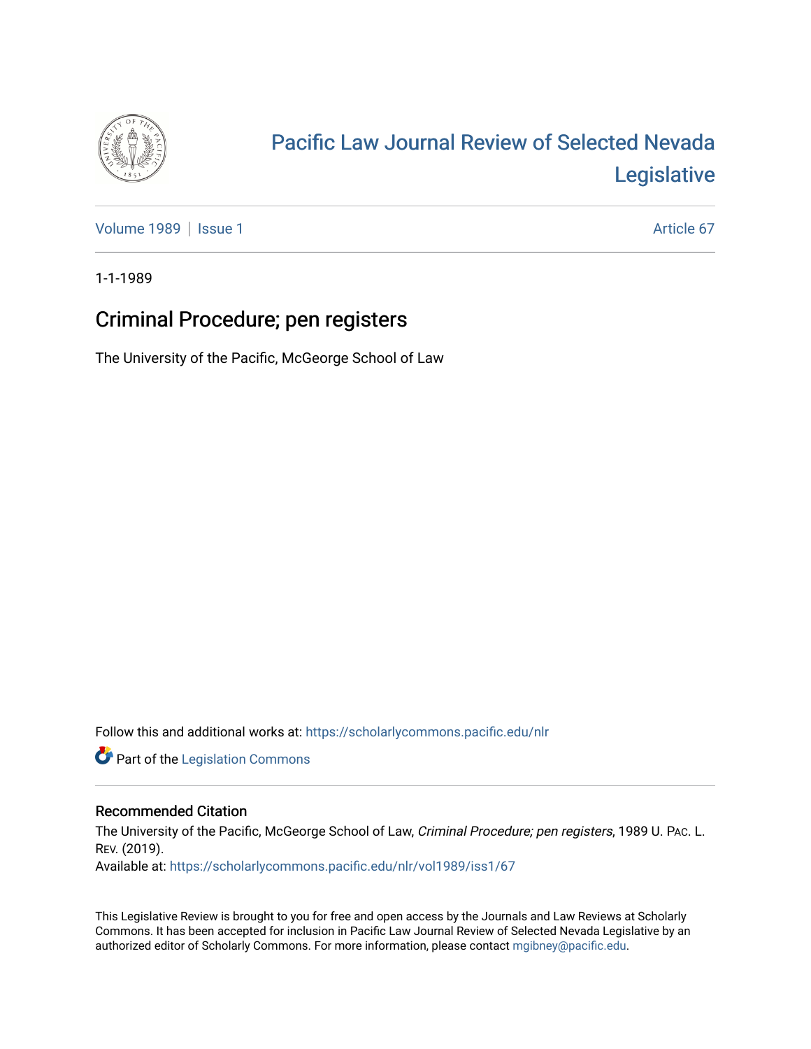# Pacific Law Journal Review of Selected Nevada Legislative

Volume 1989 | Issue 1 Article 67

1-1-1989

## Criminal Procedure; pen registers

The University of the Pacific, McGeorge School of Law

Follow this and additional works at: https://scholarlycommons.pacific.edu/nlr

Part of the Legislation Commons

### Recommended Citation

The University of the Pacific, McGeorge School of Law, *Criminal Procedure; pen registers*, 1989 U. Pac. L. Rev. (2019).
Available at: https://scholarlycommons.pacific.edu/nlr/vol1989/iss1/67

This Legislative Review is brought to you for free and open access by the Journals and Law Reviews at Scholarly Commons. It has been accepted for inclusion in Pacific Law Journal Review of Selected Nevada Legislative by an authorized editor of Scholarly Commons. For more information, please contact mgibney@pacific.edu.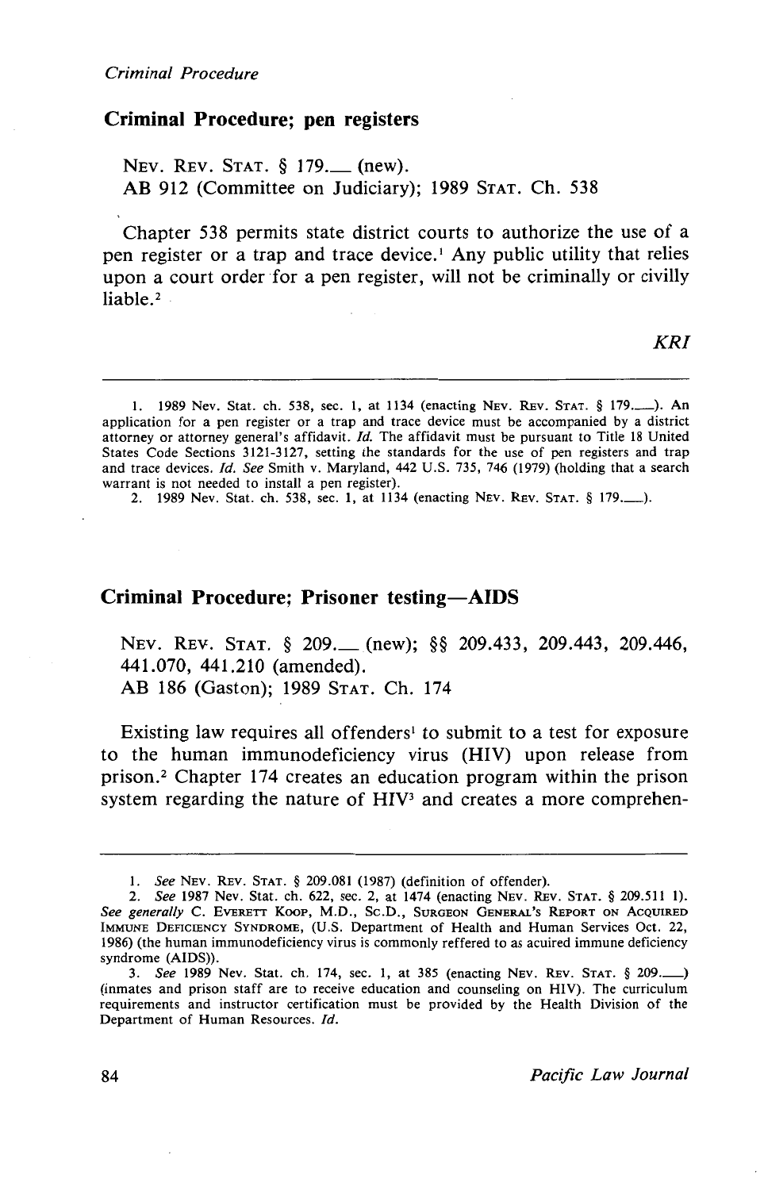## Criminal Procedure; pen registers

NEV. REV. STAT. § 179.___ (new).
AB 912 (Committee on Judiciary); 1989 STAT. Ch. 538

Chapter 538 permits state district courts to authorize the use of a pen register or a trap and trace device.[1] Any public utility that relies upon a court order for a pen register, will not be criminally or civilly liable.[2]

*KRI*

---

1. 1989 Nev. Stat. ch. 538, sec. 1, at 1134 (enacting NEV. REV. STAT. § 179.___). An application for a pen register or a trap and trace device must be accompanied by a district attorney or attorney general's affidavit. *Id.* The affidavit must be pursuant to Title 18 United States Code Sections 3121-3127, setting the standards for the use of pen registers and trap and trace devices. *Id. See* Smith v. Maryland, 442 U.S. 735, 746 (1979) (holding that a search warrant is not needed to install a pen register).
2. 1989 Nev. Stat. ch. 538, sec. 1, at 1134 (enacting NEV. REV. STAT. § 179.___).

## Criminal Procedure; Prisoner testing—AIDS

NEV. REV. STAT. § 209.___ (new); §§ 209.433, 209.443, 209.446, 441.070, 441.210 (amended).
AB 186 (Gaston); 1989 STAT. Ch. 174

Existing law requires all offenders[1] to submit to a test for exposure to the human immunodeficiency virus (HIV) upon release from prison.[2] Chapter 174 creates an education program within the prison system regarding the nature of HIV[3] and creates a more comprehen-

---

1. *See* NEV. REV. STAT. § 209.081 (1987) (definition of offender).
2. *See* 1987 Nev. Stat. ch. 622, sec. 2, at 1474 (enacting NEV. REV. STAT. § 209.511 1). *See generally* C. EVERETT KOOP, M.D., SC.D., SURGEON GENERAL'S REPORT ON ACQUIRED IMMUNE DEFICIENCY SYNDROME, (U.S. Department of Health and Human Services Oct. 22, 1986) (the human immunodeficiency virus is commonly reffered to as acuired immune deficiency syndrome (AIDS)).
3. *See* 1989 Nev. Stat. ch. 174, sec. 1, at 385 (enacting NEV. REV. STAT. § 209.___) (inmates and prison staff are to receive education and counseling on HIV). The curriculum requirements and instructor certification must be provided by the Health Division of the Department of Human Resources. *Id.*